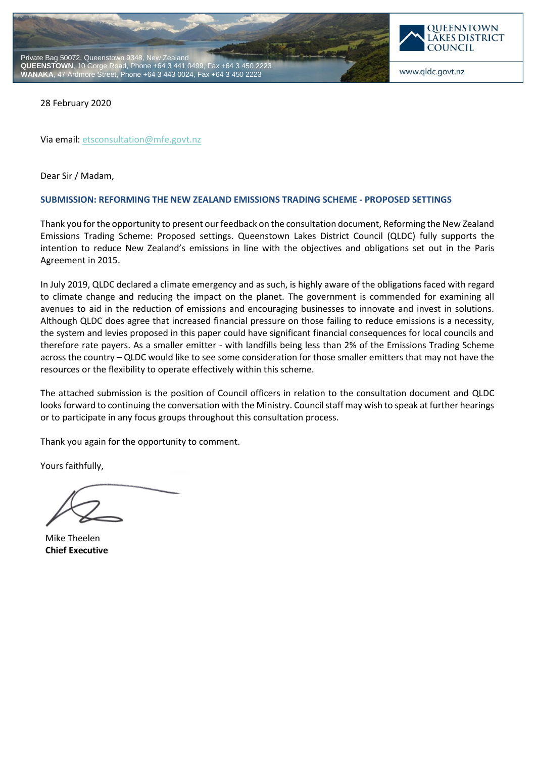Private Bag 50072, Queenstown 9348, New Zealand
**QUEENSTOWN**, 10 Gorge Road, Phone +64 3 441 0499, Fax +64 3 450 2223
**WANAKA**, 47 Ardmore Street, Phone +64 3 443 0024, Fax +64 3 450 2223

QUEENSTOWN LAKES DISTRICT COUNCIL

www.qldc.govt.nz

28 February 2020

Via email: etsconsultation@mfe.govt.nz

Dear Sir / Madam,

## SUBMISSION: REFORMING THE NEW ZEALAND EMISSIONS TRADING SCHEME - PROPOSED SETTINGS

Thank you for the opportunity to present our feedback on the consultation document, Reforming the New Zealand Emissions Trading Scheme: Proposed settings. Queenstown Lakes District Council (QLDC) fully supports the intention to reduce New Zealand's emissions in line with the objectives and obligations set out in the Paris Agreement in 2015.

In July 2019, QLDC declared a climate emergency and as such, is highly aware of the obligations faced with regard to climate change and reducing the impact on the planet. The government is commended for examining all avenues to aid in the reduction of emissions and encouraging businesses to innovate and invest in solutions. Although QLDC does agree that increased financial pressure on those failing to reduce emissions is a necessity, the system and levies proposed in this paper could have significant financial consequences for local councils and therefore rate payers. As a smaller emitter - with landfills being less than 2% of the Emissions Trading Scheme across the country – QLDC would like to see some consideration for those smaller emitters that may not have the resources or the flexibility to operate effectively within this scheme.

The attached submission is the position of Council officers in relation to the consultation document and QLDC looks forward to continuing the conversation with the Ministry. Council staff may wish to speak at further hearings or to participate in any focus groups throughout this consultation process.

Thank you again for the opportunity to comment.

Yours faithfully,

Mike Theelen
**Chief Executive**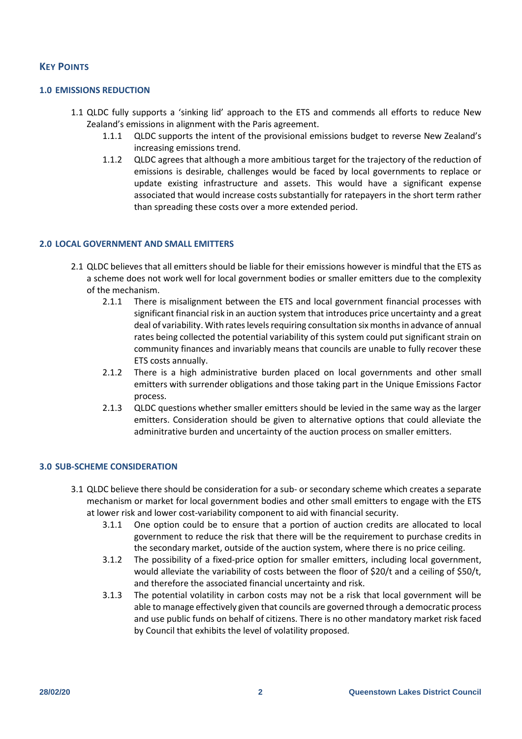## Key Points

### 1.0 EMISSIONS REDUCTION

1.1 QLDC fully supports a 'sinking lid' approach to the ETS and commends all efforts to reduce New Zealand's emissions in alignment with the Paris agreement.

- 1.1.1 QLDC supports the intent of the provisional emissions budget to reverse New Zealand's increasing emissions trend.
- 1.1.2 QLDC agrees that although a more ambitious target for the trajectory of the reduction of emissions is desirable, challenges would be faced by local governments to replace or update existing infrastructure and assets. This would have a significant expense associated that would increase costs substantially for ratepayers in the short term rather than spreading these costs over a more extended period.

### 2.0 LOCAL GOVERNMENT AND SMALL EMITTERS

2.1 QLDC believes that all emitters should be liable for their emissions however is mindful that the ETS as a scheme does not work well for local government bodies or smaller emitters due to the complexity of the mechanism.

- 2.1.1 There is misalignment between the ETS and local government financial processes with significant financial risk in an auction system that introduces price uncertainty and a great deal of variability. With rates levels requiring consultation six months in advance of annual rates being collected the potential variability of this system could put significant strain on community finances and invariably means that councils are unable to fully recover these ETS costs annually.
- 2.1.2 There is a high administrative burden placed on local governments and other small emitters with surrender obligations and those taking part in the Unique Emissions Factor process.
- 2.1.3 QLDC questions whether smaller emitters should be levied in the same way as the larger emitters. Consideration should be given to alternative options that could alleviate the adminitrative burden and uncertainty of the auction process on smaller emitters.

### 3.0 SUB-SCHEME CONSIDERATION

3.1 QLDC believe there should be consideration for a sub- or secondary scheme which creates a separate mechanism or market for local government bodies and other small emitters to engage with the ETS at lower risk and lower cost-variability component to aid with financial security.

- 3.1.1 One option could be to ensure that a portion of auction credits are allocated to local government to reduce the risk that there will be the requirement to purchase credits in the secondary market, outside of the auction system, where there is no price ceiling.
- 3.1.2 The possibility of a fixed-price option for smaller emitters, including local government, would alleviate the variability of costs between the floor of $20/t and a ceiling of $50/t, and therefore the associated financial uncertainty and risk.
- 3.1.3 The potential volatility in carbon costs may not be a risk that local government will be able to manage effectively given that councils are governed through a democratic process and use public funds on behalf of citizens. There is no other mandatory market risk faced by Council that exhibits the level of volatility proposed.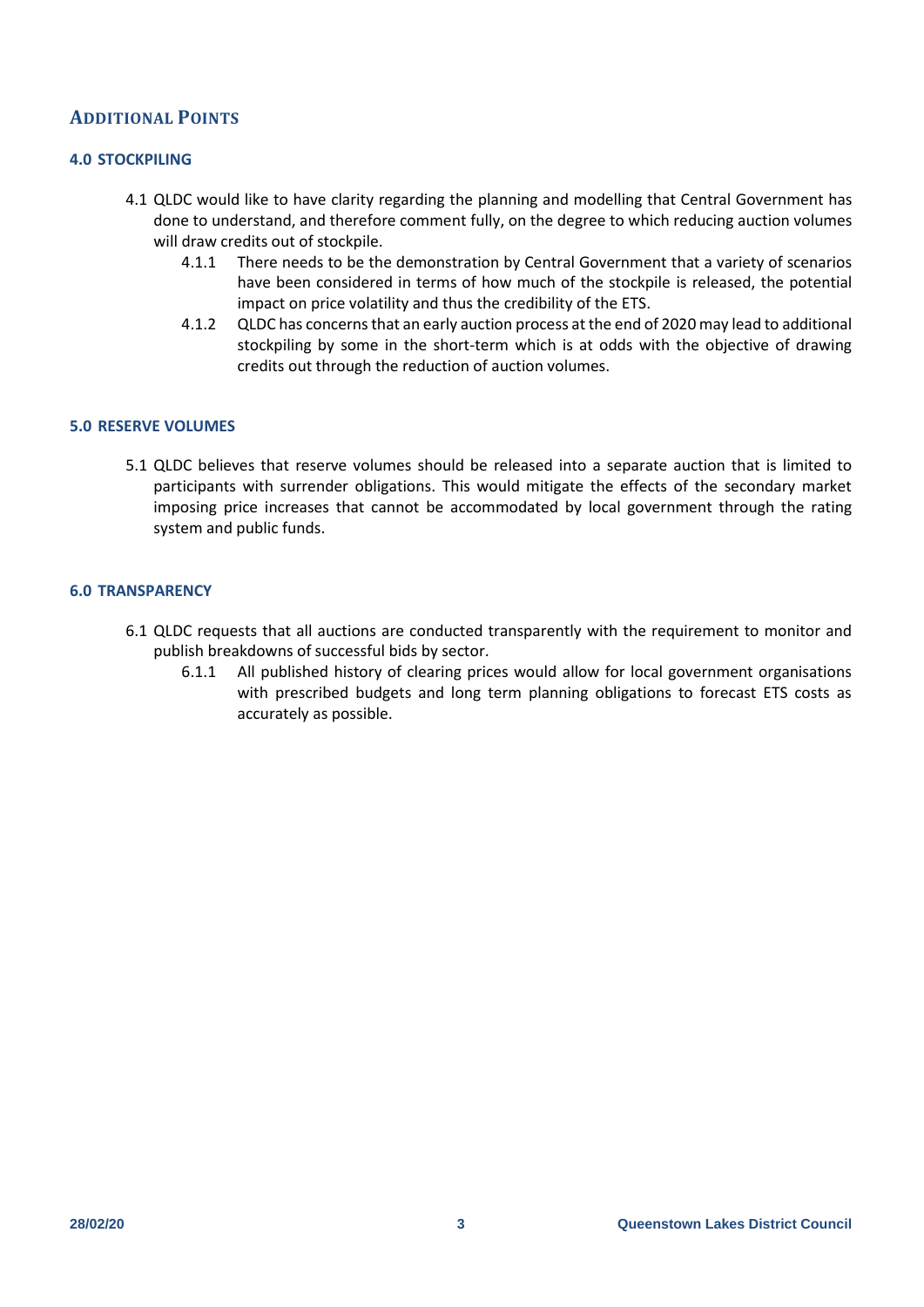## Additional Points

### 4.0 STOCKPILING

4.1 QLDC would like to have clarity regarding the planning and modelling that Central Government has done to understand, and therefore comment fully, on the degree to which reducing auction volumes will draw credits out of stockpile.

4.1.1 There needs to be the demonstration by Central Government that a variety of scenarios have been considered in terms of how much of the stockpile is released, the potential impact on price volatility and thus the credibility of the ETS.

4.1.2 QLDC has concerns that an early auction process at the end of 2020 may lead to additional stockpiling by some in the short-term which is at odds with the objective of drawing credits out through the reduction of auction volumes.

### 5.0 RESERVE VOLUMES

5.1 QLDC believes that reserve volumes should be released into a separate auction that is limited to participants with surrender obligations. This would mitigate the effects of the secondary market imposing price increases that cannot be accommodated by local government through the rating system and public funds.

### 6.0 TRANSPARENCY

6.1 QLDC requests that all auctions are conducted transparently with the requirement to monitor and publish breakdowns of successful bids by sector.

6.1.1 All published history of clearing prices would allow for local government organisations with prescribed budgets and long term planning obligations to forecast ETS costs as accurately as possible.